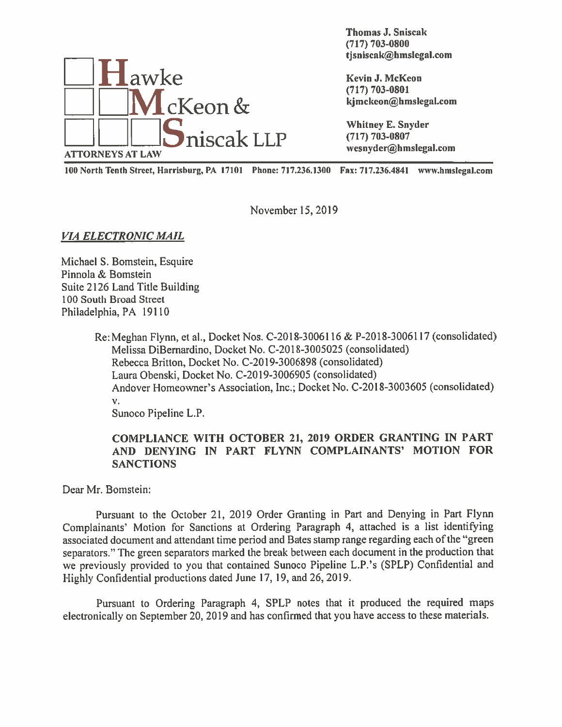**Hawke McKeon & Sniscak LLP**
ATTORNEYS AT LAW

Thomas J. Sniscak
(717) 703-0800
tjsniscak@hmslegal.com

Kevin J. McKeon
(717) 703-0801
kjmckeon@hmslegal.com

Whitney E. Snyder
(717) 703-0807
wesnyder@hmslegal.com

100 North Tenth Street, Harrisburg, PA 17101 Phone: 717.236.1300 Fax: 717.236.4841 www.hmslegal.com

November 15, 2019

***VIA ELECTRONIC MAIL***

Michael S. Bomstein, Esquire
Pinnola & Bomstein
Suite 2126 Land Title Building
100 South Broad Street
Philadelphia, PA 19110

Re: Meghan Flynn, et al., Docket Nos. C-2018-3006116 & P-2018-3006117 (consolidated)
Melissa DiBernardino, Docket No. C-2018-3005025 (consolidated)
Rebecca Britton, Docket No. C-2019-3006898 (consolidated)
Laura Obenski, Docket No. C-2019-3006905 (consolidated)
Andover Homeowner's Association, Inc.; Docket No. C-2018-3003605 (consolidated)
v.
Sunoco Pipeline L.P.

**COMPLIANCE WITH OCTOBER 21, 2019 ORDER GRANTING IN PART AND DENYING IN PART FLYNN COMPLAINANTS' MOTION FOR SANCTIONS**

Dear Mr. Bomstein:

Pursuant to the October 21, 2019 Order Granting in Part and Denying in Part Flynn Complainants' Motion for Sanctions at Ordering Paragraph 4, attached is a list identifying associated document and attendant time period and Bates stamp range regarding each of the "green separators." The green separators marked the break between each document in the production that we previously provided to you that contained Sunoco Pipeline L.P.'s (SPLP) Confidential and Highly Confidential productions dated June 17, 19, and 26, 2019.

Pursuant to Ordering Paragraph 4, SPLP notes that it produced the required maps electronically on September 20, 2019 and has confirmed that you have access to these materials.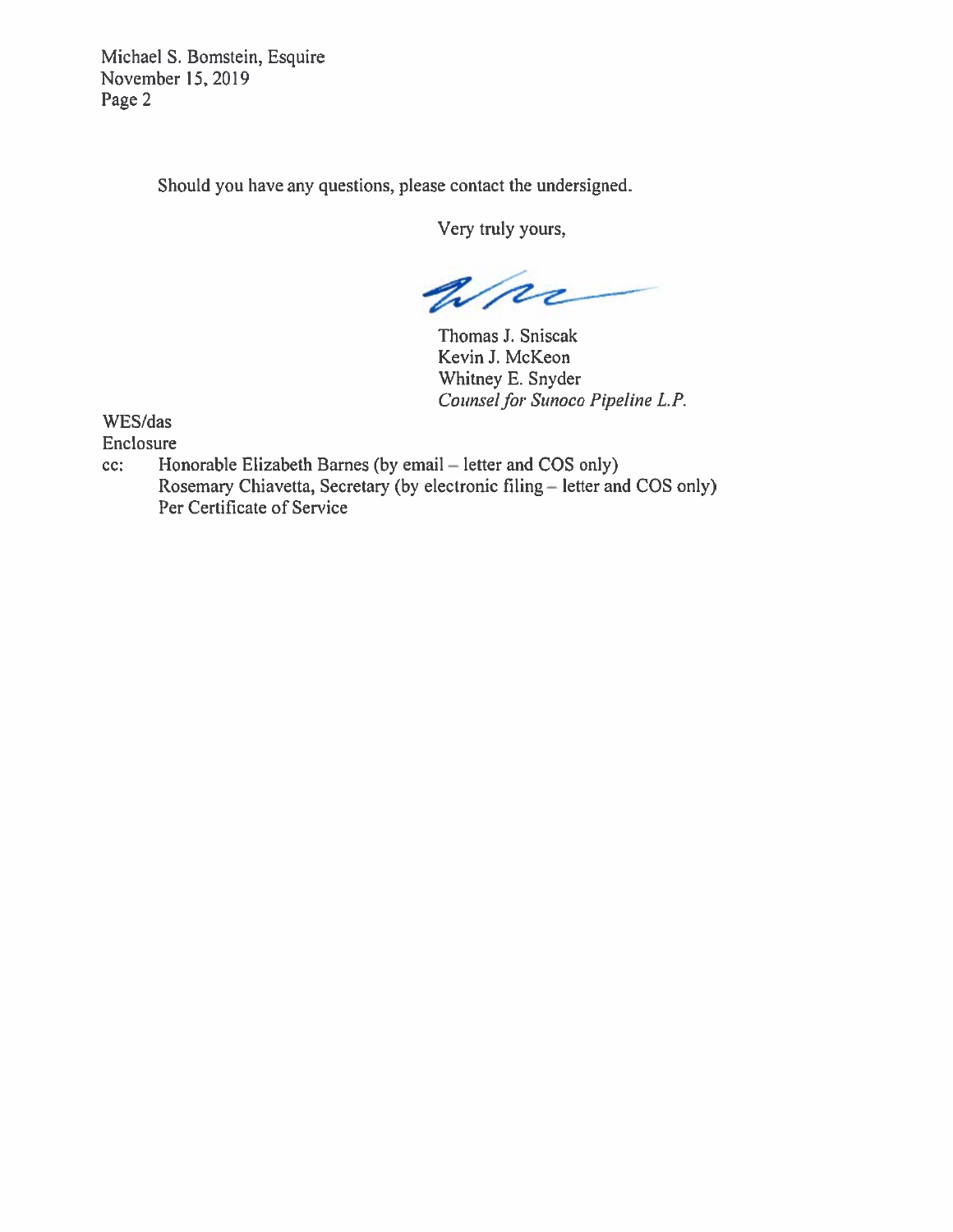Michael S. Bomstein, Esquire
November 15, 2019
Page 2

Should you have any questions, please contact the undersigned.

Very truly yours,

Thomas J. Sniscak
Kevin J. McKeon
Whitney E. Snyder
*Counsel for Sunoco Pipeline L.P.*

WES/das
Enclosure
cc: Honorable Elizabeth Barnes (by email – letter and COS only)
Rosemary Chiavetta, Secretary (by electronic filing – letter and COS only)
Per Certificate of Service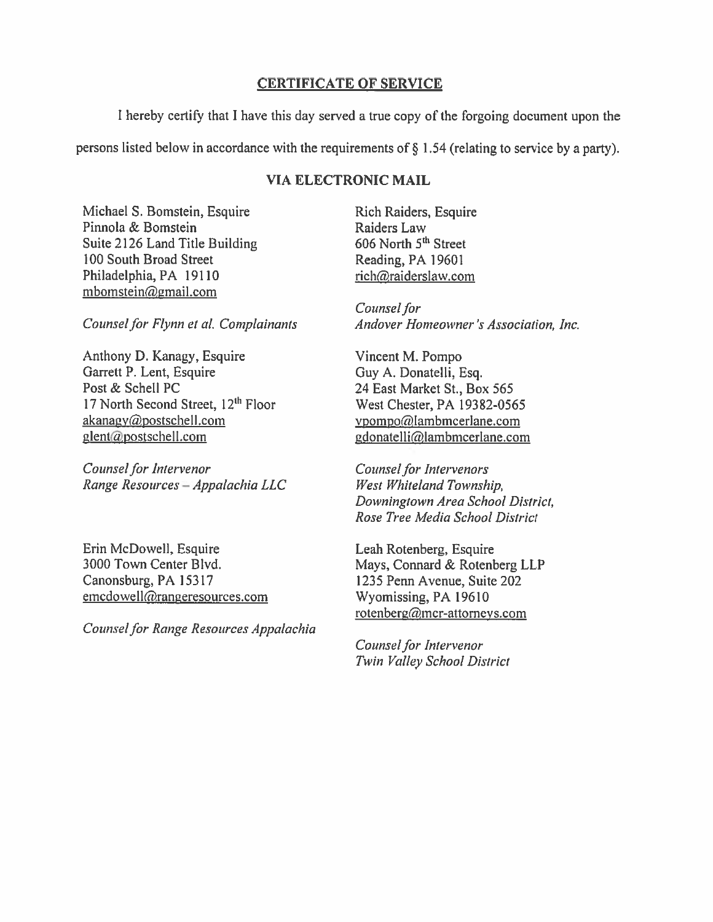## CERTIFICATE OF SERVICE

I hereby certify that I have this day served a true copy of the forgoing document upon the persons listed below in accordance with the requirements of § 1.54 (relating to service by a party).

### VIA ELECTRONIC MAIL

Michael S. Bomstein, Esquire
Pinnola & Bomstein
Suite 2126 Land Title Building
100 South Broad Street
Philadelphia, PA 19110
mbomstein@gmail.com

*Counsel for Flynn et al. Complainants*

Rich Raiders, Esquire
Raiders Law
606 North 5th Street
Reading, PA 19601
rich@raiderslaw.com

*Counsel for Andover Homeowner's Association, Inc.*

Anthony D. Kanagy, Esquire
Garrett P. Lent, Esquire
Post & Schell PC
17 North Second Street, 12th Floor
akanagy@postschell.com
glent@postschell.com

*Counsel for Intervenor Range Resources – Appalachia LLC*

Vincent M. Pompo
Guy A. Donatelli, Esq.
24 East Market St., Box 565
West Chester, PA 19382-0565
vpompo@lambmcerlane.com
gdonatelli@lambmcerlane.com

*Counsel for Intervenors West Whiteland Township, Downingtown Area School District, Rose Tree Media School District*

Erin McDowell, Esquire
3000 Town Center Blvd.
Canonsburg, PA 15317
emcdowell@rangeresources.com

*Counsel for Range Resources Appalachia*

Leah Rotenberg, Esquire
Mays, Connard & Rotenberg LLP
1235 Penn Avenue, Suite 202
Wyomissing, PA 19610
rotenberg@mcr-attorneys.com

*Counsel for Intervenor Twin Valley School District*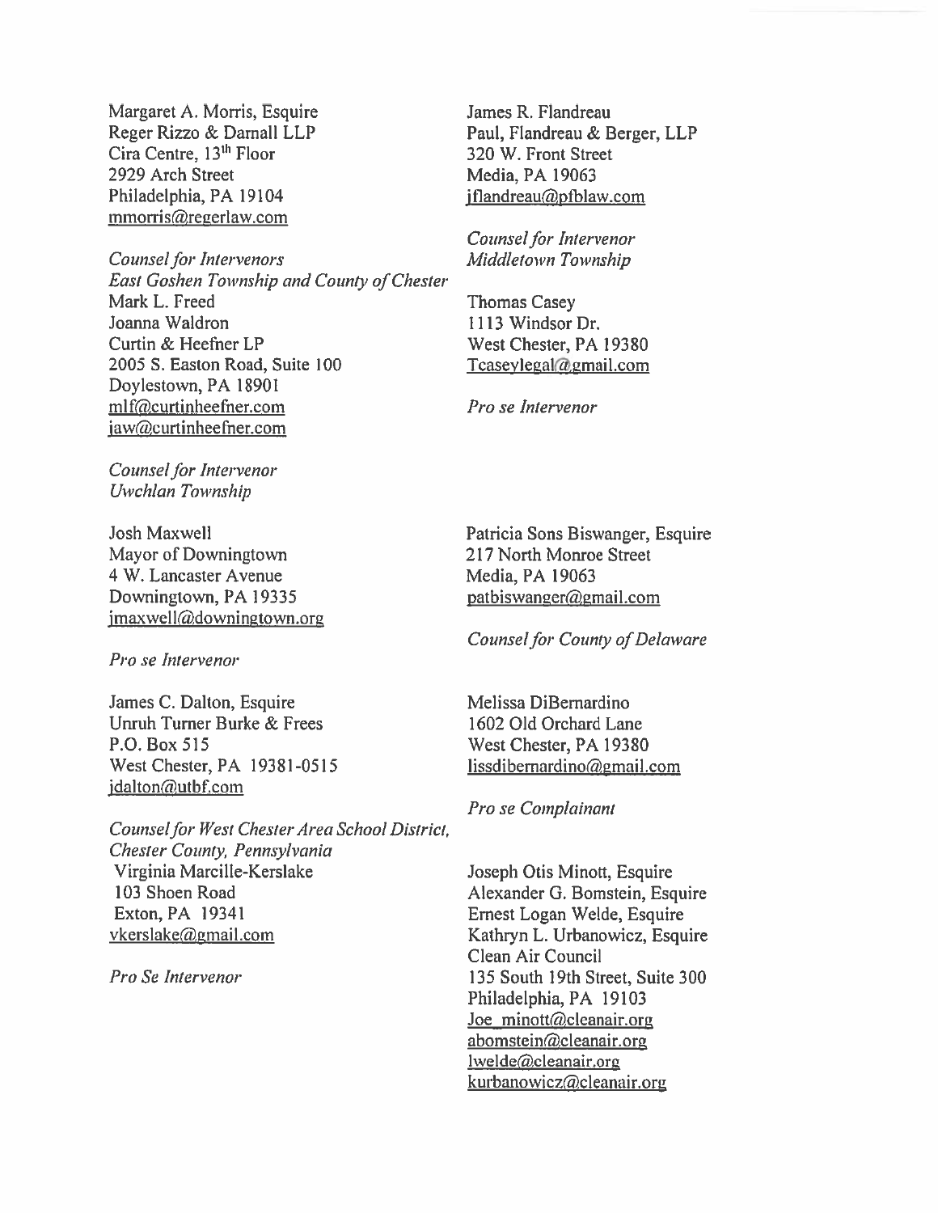Margaret A. Morris, Esquire
Reger Rizzo & Darnall LLP
Cira Centre, 13th Floor
2929 Arch Street
Philadelphia, PA 19104
mmorris@regerlaw.com

*Counsel for Intervenors*
*East Goshen Township and County of Chester*

Mark L. Freed
Joanna Waldron
Curtin & Heefner LP
2005 S. Easton Road, Suite 100
Doylestown, PA 18901
mlf@curtinheefner.com
jaw@curtinheefner.com

*Counsel for Intervenor*
*Uwchlan Township*

Josh Maxwell
Mayor of Downingtown
4 W. Lancaster Avenue
Downingtown, PA 19335
jmaxwell@downingtown.org

*Pro se Intervenor*

James C. Dalton, Esquire
Unruh Turner Burke & Frees
P.O. Box 515
West Chester, PA 19381-0515
jdalton@utbf.com

*Counsel for West Chester Area School District, Chester County, Pennsylvania*

Virginia Marcille-Kerslake
103 Shoen Road
Exton, PA 19341
vkerslake@gmail.com

*Pro Se Intervenor*

James R. Flandreau
Paul, Flandreau & Berger, LLP
320 W. Front Street
Media, PA 19063
jflandreau@pfblaw.com

*Counsel for Intervenor*
*Middletown Township*

Thomas Casey
1113 Windsor Dr.
West Chester, PA 19380
Tcaseylegal@gmail.com

*Pro se Intervenor*

Patricia Sons Biswanger, Esquire
217 North Monroe Street
Media, PA 19063
patbiswanger@gmail.com

*Counsel for County of Delaware*

Melissa DiBernardino
1602 Old Orchard Lane
West Chester, PA 19380
lissdibernardino@gmail.com

*Pro se Complainant*

Joseph Otis Minott, Esquire
Alexander G. Bomstein, Esquire
Ernest Logan Welde, Esquire
Kathryn L. Urbanowicz, Esquire
Clean Air Council
135 South 19th Street, Suite 300
Philadelphia, PA 19103
Joe_minott@cleanair.org
abomstein@cleanair.org
lwelde@cleanair.org
kurbanowicz@cleanair.org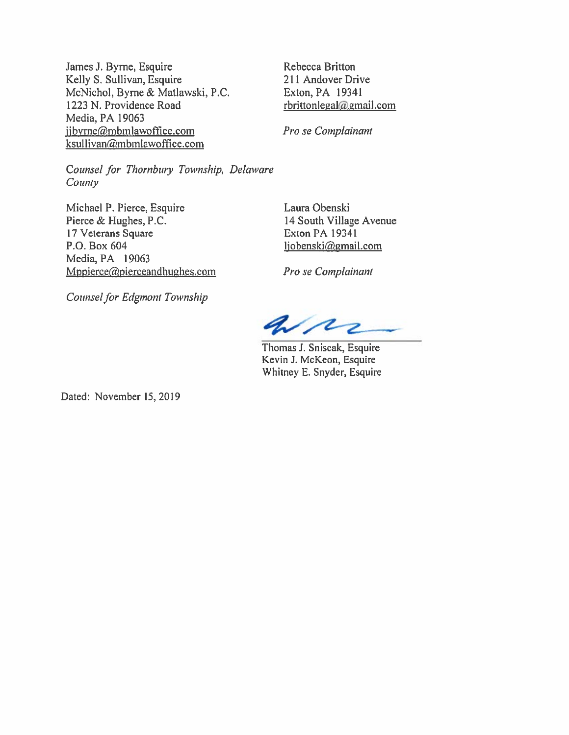James J. Byrne, Esquire
Kelly S. Sullivan, Esquire
McNichol, Byrne & Matlawski, P.C.
1223 N. Providence Road
Media, PA 19063
jjbyrne@mbmlawoffice.com
ksullivan@mbmlawoffice.com

*Counsel for Thornbury Township, Delaware County*

Rebecca Britton
211 Andover Drive
Exton, PA 19341
rbrittonlegal@gmail.com

*Pro se Complainant*

Michael P. Pierce, Esquire
Pierce & Hughes, P.C.
17 Veterans Square
P.O. Box 604
Media, PA 19063
Mppierce@pierceandhughes.com

*Counsel for Edgmont Township*

Laura Obenski
14 South Village Avenue
Exton PA 19341
ljobenski@gmail.com

*Pro se Complainant*

Thomas J. Sniscak, Esquire
Kevin J. McKeon, Esquire
Whitney E. Snyder, Esquire

Dated: November 15, 2019